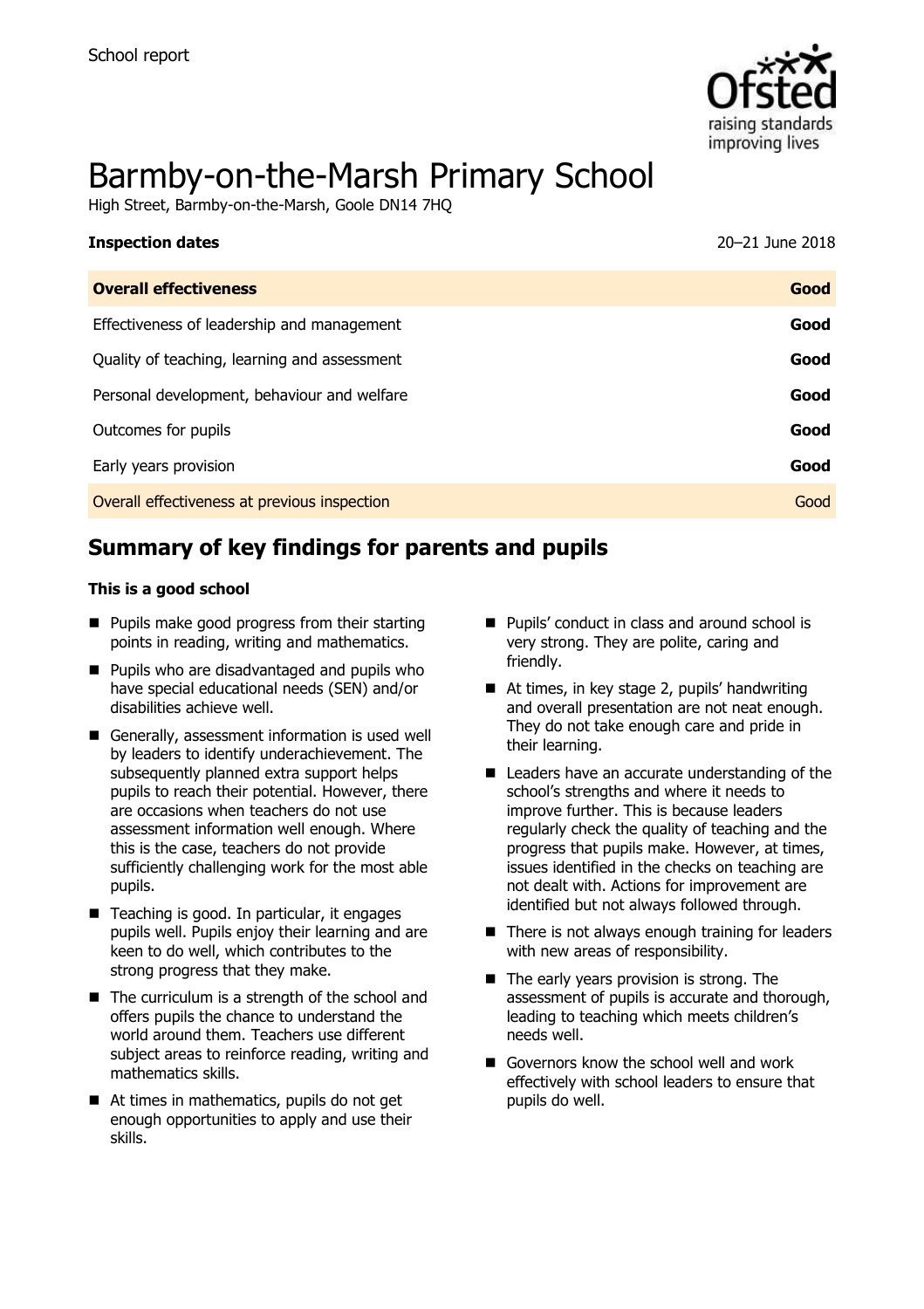School report

# Barmby-on-the-Marsh Primary School

High Street, Barmby-on-the-Marsh, Goole DN14 7HQ

| **Inspection dates** | 20–21 June 2018 |
| --- | --- |
| **Overall effectiveness** | **Good** |
| Effectiveness of leadership and management | **Good** |
| Quality of teaching, learning and assessment | **Good** |
| Personal development, behaviour and welfare | **Good** |
| Outcomes for pupils | **Good** |
| Early years provision | **Good** |
| Overall effectiveness at previous inspection | Good |

## Summary of key findings for parents and pupils

**This is a good school**

- Pupils make good progress from their starting points in reading, writing and mathematics.
- Pupils who are disadvantaged and pupils who have special educational needs (SEN) and/or disabilities achieve well.
- Generally, assessment information is used well by leaders to identify underachievement. The subsequently planned extra support helps pupils to reach their potential. However, there are occasions when teachers do not use assessment information well enough. Where this is the case, teachers do not provide sufficiently challenging work for the most able pupils.
- Teaching is good. In particular, it engages pupils well. Pupils enjoy their learning and are keen to do well, which contributes to the strong progress that they make.
- The curriculum is a strength of the school and offers pupils the chance to understand the world around them. Teachers use different subject areas to reinforce reading, writing and mathematics skills.
- At times in mathematics, pupils do not get enough opportunities to apply and use their skills.
- Pupils' conduct in class and around school is very strong. They are polite, caring and friendly.
- At times, in key stage 2, pupils' handwriting and overall presentation are not neat enough. They do not take enough care and pride in their learning.
- Leaders have an accurate understanding of the school's strengths and where it needs to improve further. This is because leaders regularly check the quality of teaching and the progress that pupils make. However, at times, issues identified in the checks on teaching are not dealt with. Actions for improvement are identified but not always followed through.
- There is not always enough training for leaders with new areas of responsibility.
- The early years provision is strong. The assessment of pupils is accurate and thorough, leading to teaching which meets children's needs well.
- Governors know the school well and work effectively with school leaders to ensure that pupils do well.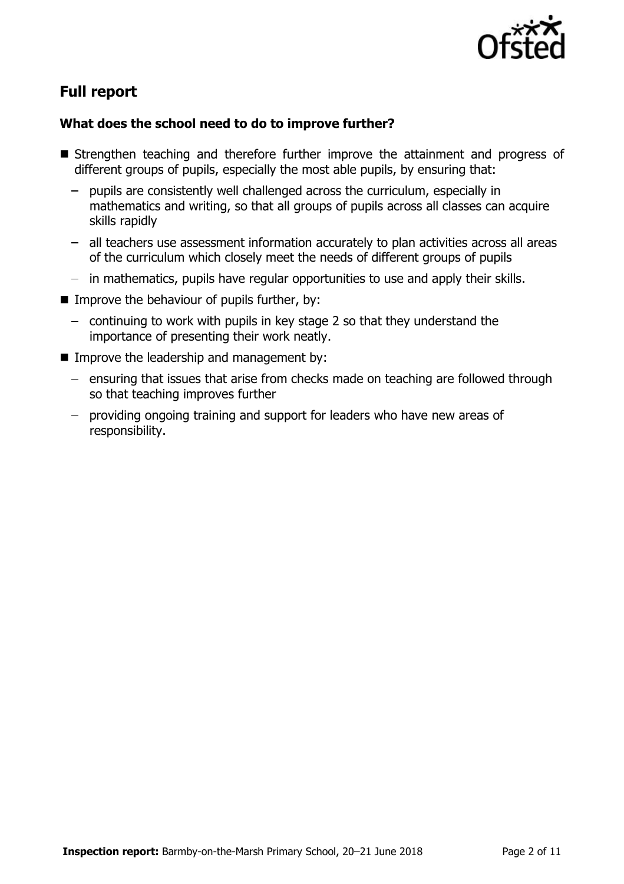## Full report

### What does the school need to do to improve further?

- Strengthen teaching and therefore further improve the attainment and progress of different groups of pupils, especially the most able pupils, by ensuring that:
  - pupils are consistently well challenged across the curriculum, especially in mathematics and writing, so that all groups of pupils across all classes can acquire skills rapidly
  - all teachers use assessment information accurately to plan activities across all areas of the curriculum which closely meet the needs of different groups of pupils
  - in mathematics, pupils have regular opportunities to use and apply their skills.
- Improve the behaviour of pupils further, by:
  - continuing to work with pupils in key stage 2 so that they understand the importance of presenting their work neatly.
- Improve the leadership and management by:
  - ensuring that issues that arise from checks made on teaching are followed through so that teaching improves further
  - providing ongoing training and support for leaders who have new areas of responsibility.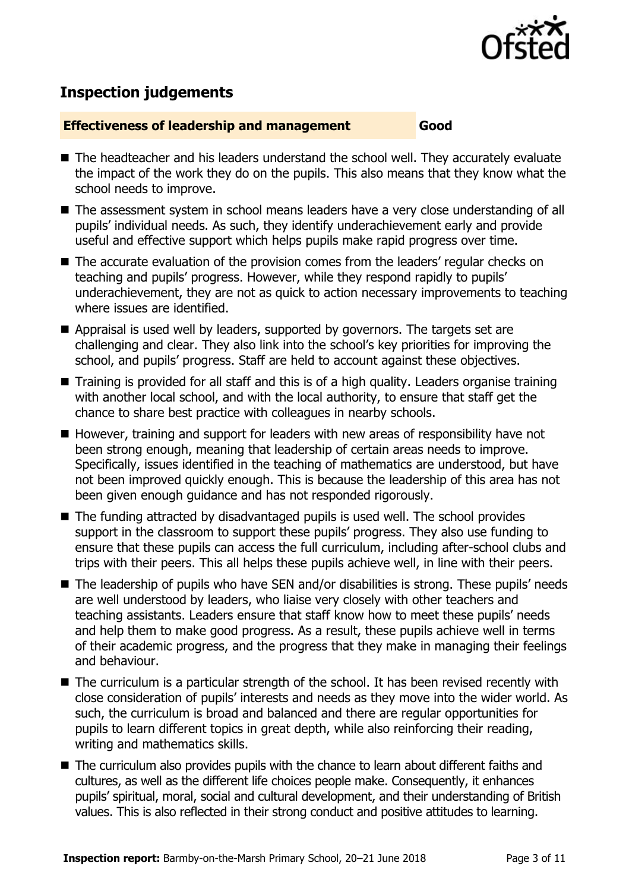## Inspection judgements

**Effectiveness of leadership and management** **Good**

- The headteacher and his leaders understand the school well. They accurately evaluate the impact of the work they do on the pupils. This also means that they know what the school needs to improve.
- The assessment system in school means leaders have a very close understanding of all pupils' individual needs. As such, they identify underachievement early and provide useful and effective support which helps pupils make rapid progress over time.
- The accurate evaluation of the provision comes from the leaders' regular checks on teaching and pupils' progress. However, while they respond rapidly to pupils' underachievement, they are not as quick to action necessary improvements to teaching where issues are identified.
- Appraisal is used well by leaders, supported by governors. The targets set are challenging and clear. They also link into the school's key priorities for improving the school, and pupils' progress. Staff are held to account against these objectives.
- Training is provided for all staff and this is of a high quality. Leaders organise training with another local school, and with the local authority, to ensure that staff get the chance to share best practice with colleagues in nearby schools.
- However, training and support for leaders with new areas of responsibility have not been strong enough, meaning that leadership of certain areas needs to improve. Specifically, issues identified in the teaching of mathematics are understood, but have not been improved quickly enough. This is because the leadership of this area has not been given enough guidance and has not responded rigorously.
- The funding attracted by disadvantaged pupils is used well. The school provides support in the classroom to support these pupils' progress. They also use funding to ensure that these pupils can access the full curriculum, including after-school clubs and trips with their peers. This all helps these pupils achieve well, in line with their peers.
- The leadership of pupils who have SEN and/or disabilities is strong. These pupils' needs are well understood by leaders, who liaise very closely with other teachers and teaching assistants. Leaders ensure that staff know how to meet these pupils' needs and help them to make good progress. As a result, these pupils achieve well in terms of their academic progress, and the progress that they make in managing their feelings and behaviour.
- The curriculum is a particular strength of the school. It has been revised recently with close consideration of pupils' interests and needs as they move into the wider world. As such, the curriculum is broad and balanced and there are regular opportunities for pupils to learn different topics in great depth, while also reinforcing their reading, writing and mathematics skills.
- The curriculum also provides pupils with the chance to learn about different faiths and cultures, as well as the different life choices people make. Consequently, it enhances pupils' spiritual, moral, social and cultural development, and their understanding of British values. This is also reflected in their strong conduct and positive attitudes to learning.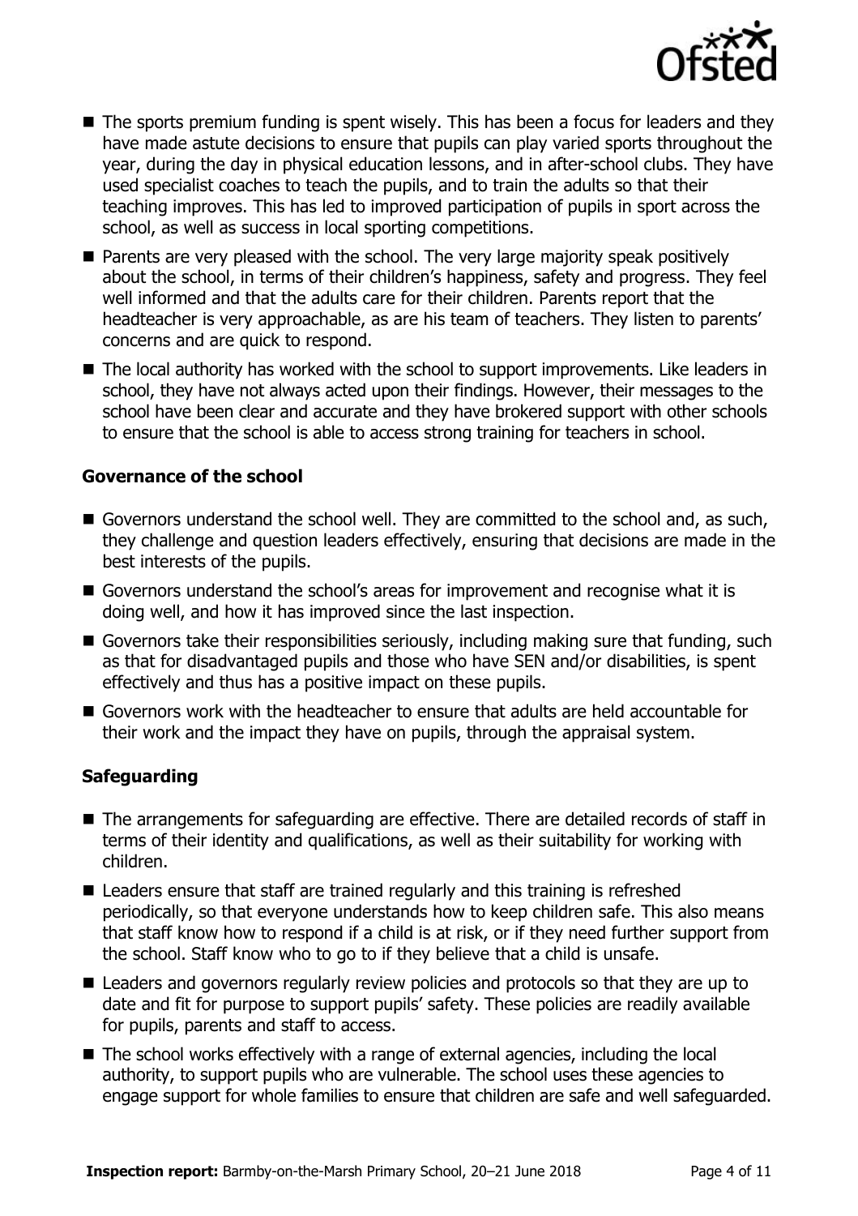- The sports premium funding is spent wisely. This has been a focus for leaders and they have made astute decisions to ensure that pupils can play varied sports throughout the year, during the day in physical education lessons, and in after-school clubs. They have used specialist coaches to teach the pupils, and to train the adults so that their teaching improves. This has led to improved participation of pupils in sport across the school, as well as success in local sporting competitions.
- Parents are very pleased with the school. The very large majority speak positively about the school, in terms of their children's happiness, safety and progress. They feel well informed and that the adults care for their children. Parents report that the headteacher is very approachable, as are his team of teachers. They listen to parents' concerns and are quick to respond.
- The local authority has worked with the school to support improvements. Like leaders in school, they have not always acted upon their findings. However, their messages to the school have been clear and accurate and they have brokered support with other schools to ensure that the school is able to access strong training for teachers in school.

### Governance of the school

- Governors understand the school well. They are committed to the school and, as such, they challenge and question leaders effectively, ensuring that decisions are made in the best interests of the pupils.
- Governors understand the school's areas for improvement and recognise what it is doing well, and how it has improved since the last inspection.
- Governors take their responsibilities seriously, including making sure that funding, such as that for disadvantaged pupils and those who have SEN and/or disabilities, is spent effectively and thus has a positive impact on these pupils.
- Governors work with the headteacher to ensure that adults are held accountable for their work and the impact they have on pupils, through the appraisal system.

### Safeguarding

- The arrangements for safeguarding are effective. There are detailed records of staff in terms of their identity and qualifications, as well as their suitability for working with children.
- Leaders ensure that staff are trained regularly and this training is refreshed periodically, so that everyone understands how to keep children safe. This also means that staff know how to respond if a child is at risk, or if they need further support from the school. Staff know who to go to if they believe that a child is unsafe.
- Leaders and governors regularly review policies and protocols so that they are up to date and fit for purpose to support pupils' safety. These policies are readily available for pupils, parents and staff to access.
- The school works effectively with a range of external agencies, including the local authority, to support pupils who are vulnerable. The school uses these agencies to engage support for whole families to ensure that children are safe and well safeguarded.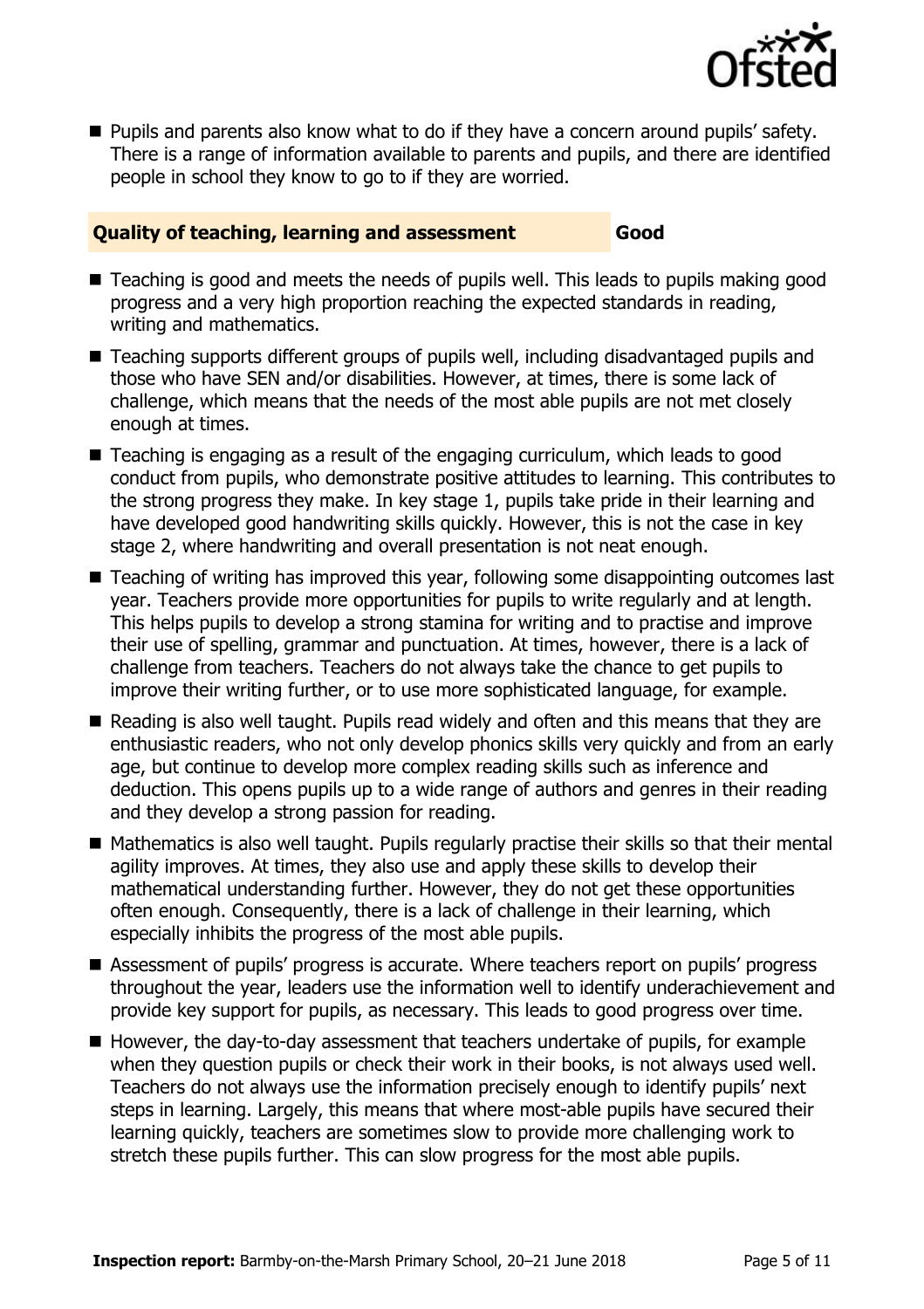- Pupils and parents also know what to do if they have a concern around pupils' safety. There is a range of information available to parents and pupils, and there are identified people in school they know to go to if they are worried.

### Quality of teaching, learning and assessment — Good

- Teaching is good and meets the needs of pupils well. This leads to pupils making good progress and a very high proportion reaching the expected standards in reading, writing and mathematics.
- Teaching supports different groups of pupils well, including disadvantaged pupils and those who have SEN and/or disabilities. However, at times, there is some lack of challenge, which means that the needs of the most able pupils are not met closely enough at times.
- Teaching is engaging as a result of the engaging curriculum, which leads to good conduct from pupils, who demonstrate positive attitudes to learning. This contributes to the strong progress they make. In key stage 1, pupils take pride in their learning and have developed good handwriting skills quickly. However, this is not the case in key stage 2, where handwriting and overall presentation is not neat enough.
- Teaching of writing has improved this year, following some disappointing outcomes last year. Teachers provide more opportunities for pupils to write regularly and at length. This helps pupils to develop a strong stamina for writing and to practise and improve their use of spelling, grammar and punctuation. At times, however, there is a lack of challenge from teachers. Teachers do not always take the chance to get pupils to improve their writing further, or to use more sophisticated language, for example.
- Reading is also well taught. Pupils read widely and often and this means that they are enthusiastic readers, who not only develop phonics skills very quickly and from an early age, but continue to develop more complex reading skills such as inference and deduction. This opens pupils up to a wide range of authors and genres in their reading and they develop a strong passion for reading.
- Mathematics is also well taught. Pupils regularly practise their skills so that their mental agility improves. At times, they also use and apply these skills to develop their mathematical understanding further. However, they do not get these opportunities often enough. Consequently, there is a lack of challenge in their learning, which especially inhibits the progress of the most able pupils.
- Assessment of pupils' progress is accurate. Where teachers report on pupils' progress throughout the year, leaders use the information well to identify underachievement and provide key support for pupils, as necessary. This leads to good progress over time.
- However, the day-to-day assessment that teachers undertake of pupils, for example when they question pupils or check their work in their books, is not always used well. Teachers do not always use the information precisely enough to identify pupils' next steps in learning. Largely, this means that where most-able pupils have secured their learning quickly, teachers are sometimes slow to provide more challenging work to stretch these pupils further. This can slow progress for the most able pupils.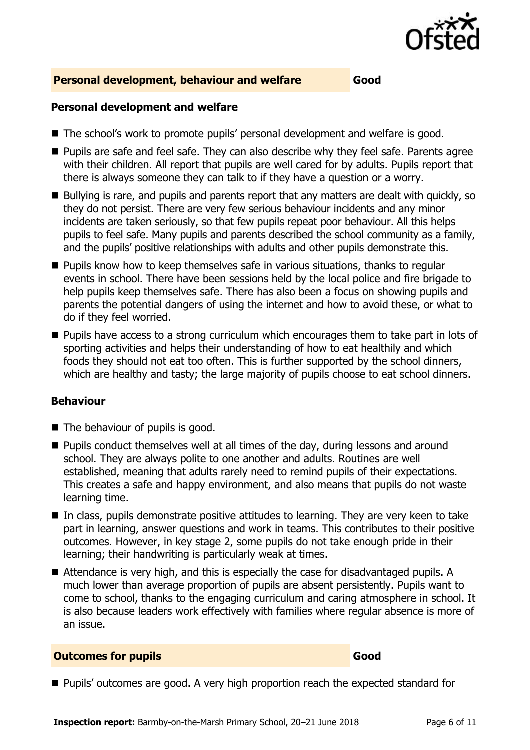## Personal development, behaviour and welfare — Good

### Personal development and welfare

- The school's work to promote pupils' personal development and welfare is good.
- Pupils are safe and feel safe. They can also describe why they feel safe. Parents agree with their children. All report that pupils are well cared for by adults. Pupils report that there is always someone they can talk to if they have a question or a worry.
- Bullying is rare, and pupils and parents report that any matters are dealt with quickly, so they do not persist. There are very few serious behaviour incidents and any minor incidents are taken seriously, so that few pupils repeat poor behaviour. All this helps pupils to feel safe. Many pupils and parents described the school community as a family, and the pupils' positive relationships with adults and other pupils demonstrate this.
- Pupils know how to keep themselves safe in various situations, thanks to regular events in school. There have been sessions held by the local police and fire brigade to help pupils keep themselves safe. There has also been a focus on showing pupils and parents the potential dangers of using the internet and how to avoid these, or what to do if they feel worried.
- Pupils have access to a strong curriculum which encourages them to take part in lots of sporting activities and helps their understanding of how to eat healthily and which foods they should not eat too often. This is further supported by the school dinners, which are healthy and tasty; the large majority of pupils choose to eat school dinners.

### Behaviour

- The behaviour of pupils is good.
- Pupils conduct themselves well at all times of the day, during lessons and around school. They are always polite to one another and adults. Routines are well established, meaning that adults rarely need to remind pupils of their expectations. This creates a safe and happy environment, and also means that pupils do not waste learning time.
- In class, pupils demonstrate positive attitudes to learning. They are very keen to take part in learning, answer questions and work in teams. This contributes to their positive outcomes. However, in key stage 2, some pupils do not take enough pride in their learning; their handwriting is particularly weak at times.
- Attendance is very high, and this is especially the case for disadvantaged pupils. A much lower than average proportion of pupils are absent persistently. Pupils want to come to school, thanks to the engaging curriculum and caring atmosphere in school. It is also because leaders work effectively with families where regular absence is more of an issue.

## Outcomes for pupils — Good

- Pupils' outcomes are good. A very high proportion reach the expected standard for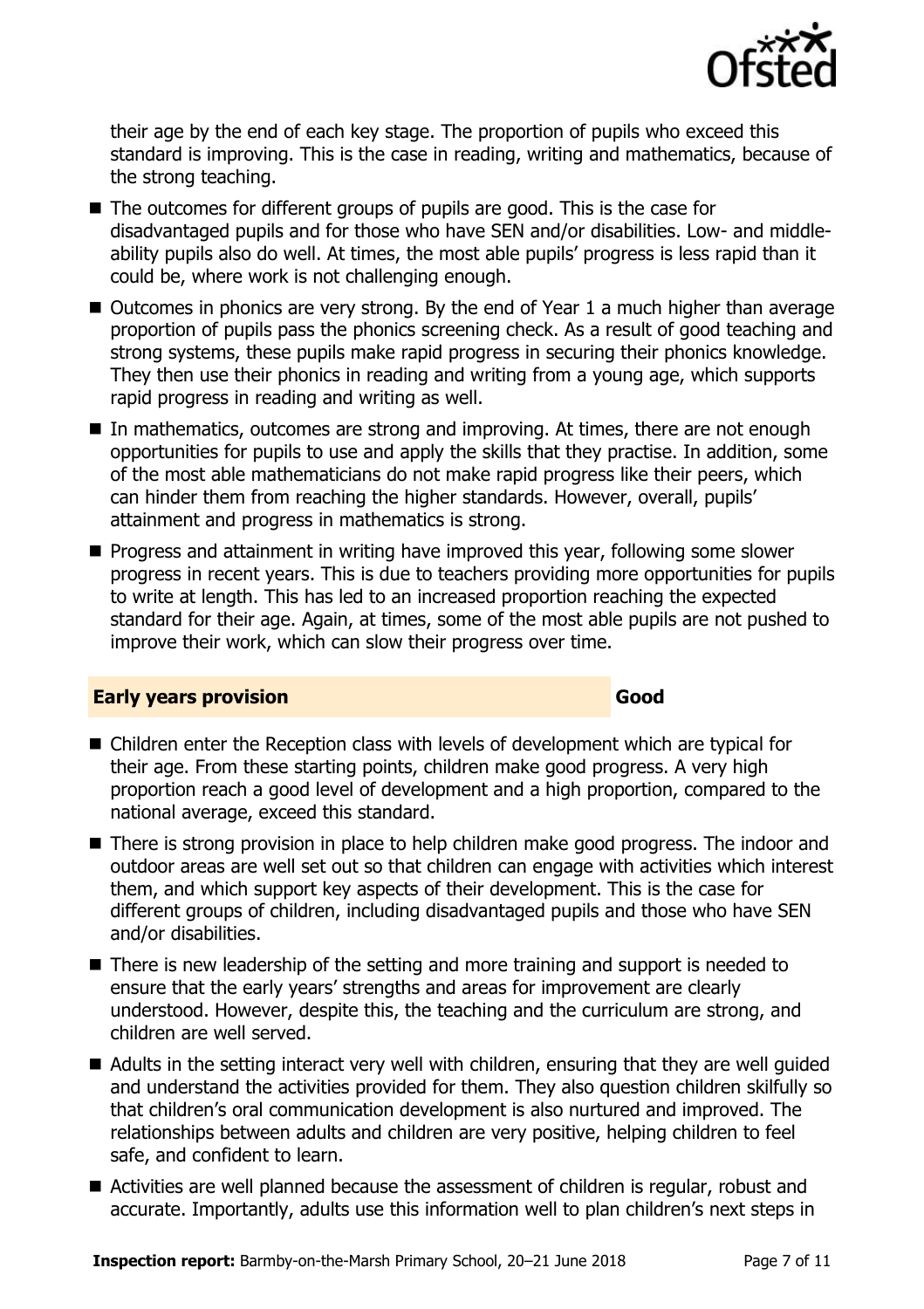their age by the end of each key stage. The proportion of pupils who exceed this standard is improving. This is the case in reading, writing and mathematics, because of the strong teaching.

- The outcomes for different groups of pupils are good. This is the case for disadvantaged pupils and for those who have SEN and/or disabilities. Low- and middle-ability pupils also do well. At times, the most able pupils' progress is less rapid than it could be, where work is not challenging enough.
- Outcomes in phonics are very strong. By the end of Year 1 a much higher than average proportion of pupils pass the phonics screening check. As a result of good teaching and strong systems, these pupils make rapid progress in securing their phonics knowledge. They then use their phonics in reading and writing from a young age, which supports rapid progress in reading and writing as well.
- In mathematics, outcomes are strong and improving. At times, there are not enough opportunities for pupils to use and apply the skills that they practise. In addition, some of the most able mathematicians do not make rapid progress like their peers, which can hinder them from reaching the higher standards. However, overall, pupils' attainment and progress in mathematics is strong.
- Progress and attainment in writing have improved this year, following some slower progress in recent years. This is due to teachers providing more opportunities for pupils to write at length. This has led to an increased proportion reaching the expected standard for their age. Again, at times, some of the most able pupils are not pushed to improve their work, which can slow their progress over time.

## Early years provision — Good

- Children enter the Reception class with levels of development which are typical for their age. From these starting points, children make good progress. A very high proportion reach a good level of development and a high proportion, compared to the national average, exceed this standard.
- There is strong provision in place to help children make good progress. The indoor and outdoor areas are well set out so that children can engage with activities which interest them, and which support key aspects of their development. This is the case for different groups of children, including disadvantaged pupils and those who have SEN and/or disabilities.
- There is new leadership of the setting and more training and support is needed to ensure that the early years' strengths and areas for improvement are clearly understood. However, despite this, the teaching and the curriculum are strong, and children are well served.
- Adults in the setting interact very well with children, ensuring that they are well guided and understand the activities provided for them. They also question children skilfully so that children's oral communication development is also nurtured and improved. The relationships between adults and children are very positive, helping children to feel safe, and confident to learn.
- Activities are well planned because the assessment of children is regular, robust and accurate. Importantly, adults use this information well to plan children's next steps in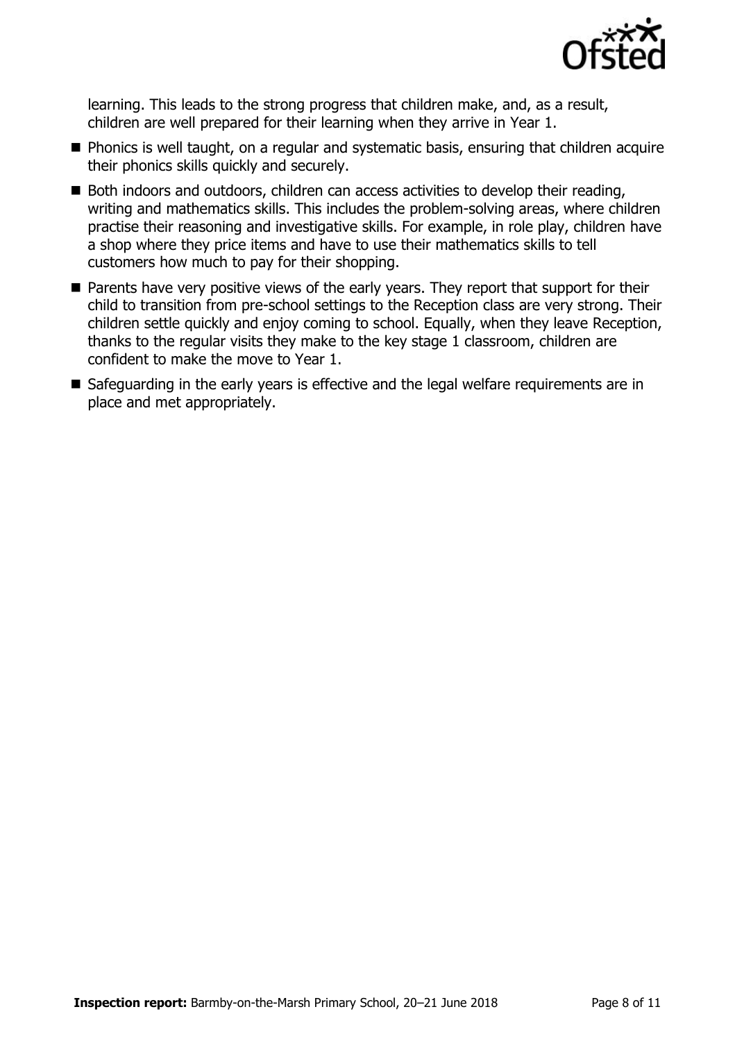learning. This leads to the strong progress that children make, and, as a result, children are well prepared for their learning when they arrive in Year 1.

- Phonics is well taught, on a regular and systematic basis, ensuring that children acquire their phonics skills quickly and securely.
- Both indoors and outdoors, children can access activities to develop their reading, writing and mathematics skills. This includes the problem-solving areas, where children practise their reasoning and investigative skills. For example, in role play, children have a shop where they price items and have to use their mathematics skills to tell customers how much to pay for their shopping.
- Parents have very positive views of the early years. They report that support for their child to transition from pre-school settings to the Reception class are very strong. Their children settle quickly and enjoy coming to school. Equally, when they leave Reception, thanks to the regular visits they make to the key stage 1 classroom, children are confident to make the move to Year 1.
- Safeguarding in the early years is effective and the legal welfare requirements are in place and met appropriately.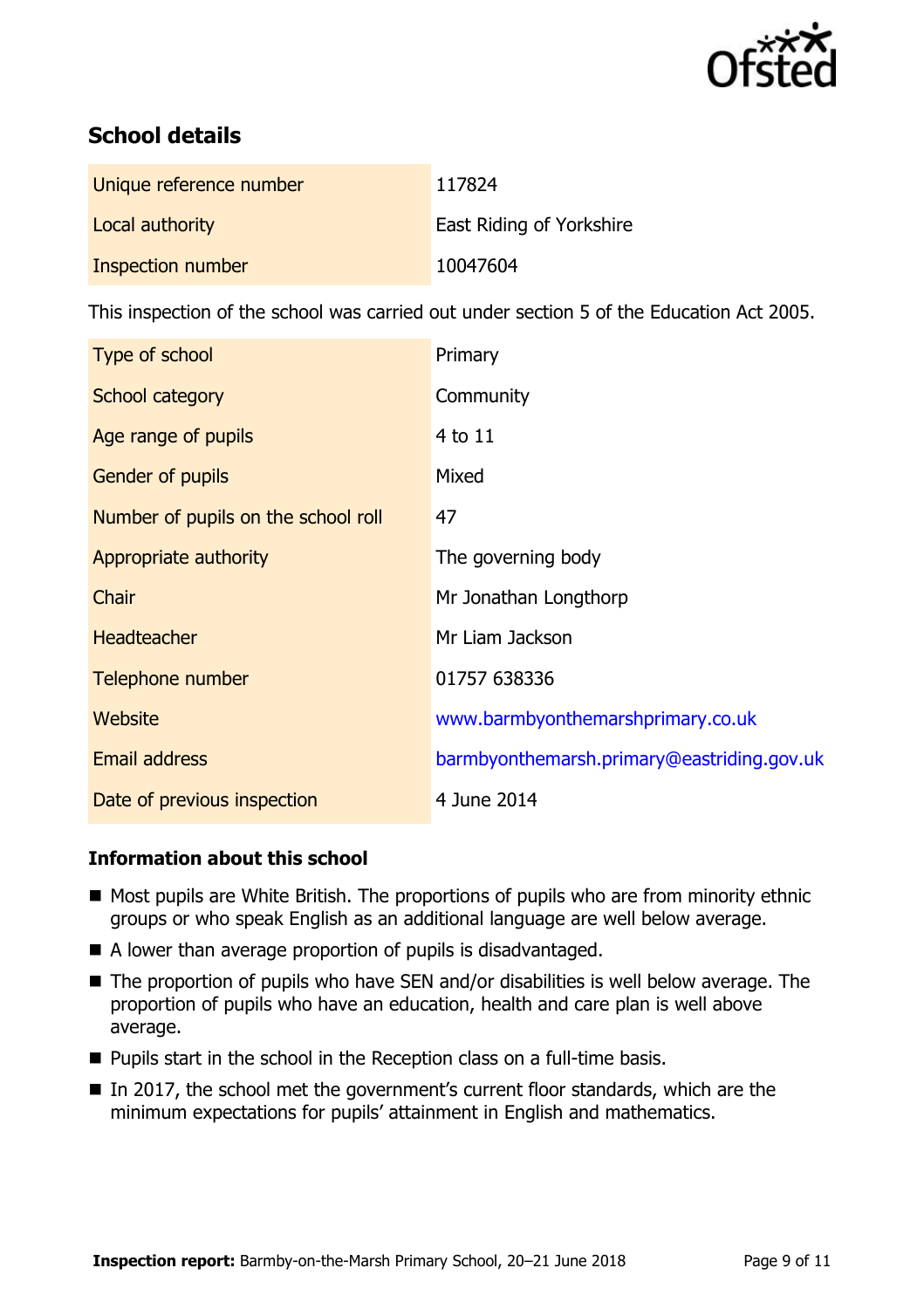## School details

| | |
|---|---|
| Unique reference number | 117824 |
| Local authority | East Riding of Yorkshire |
| Inspection number | 10047604 |

This inspection of the school was carried out under section 5 of the Education Act 2005.

| | |
|---|---|
| Type of school | Primary |
| School category | Community |
| Age range of pupils | 4 to 11 |
| Gender of pupils | Mixed |
| Number of pupils on the school roll | 47 |
| Appropriate authority | The governing body |
| Chair | Mr Jonathan Longthorp |
| Headteacher | Mr Liam Jackson |
| Telephone number | 01757 638336 |
| Website | www.barmbyonthemarshprimary.co.uk |
| Email address | barmbyonthemarsh.primary@eastriding.gov.uk |
| Date of previous inspection | 4 June 2014 |

### Information about this school

- Most pupils are White British. The proportions of pupils who are from minority ethnic groups or who speak English as an additional language are well below average.
- A lower than average proportion of pupils is disadvantaged.
- The proportion of pupils who have SEN and/or disabilities is well below average. The proportion of pupils who have an education, health and care plan is well above average.
- Pupils start in the school in the Reception class on a full-time basis.
- In 2017, the school met the government's current floor standards, which are the minimum expectations for pupils' attainment in English and mathematics.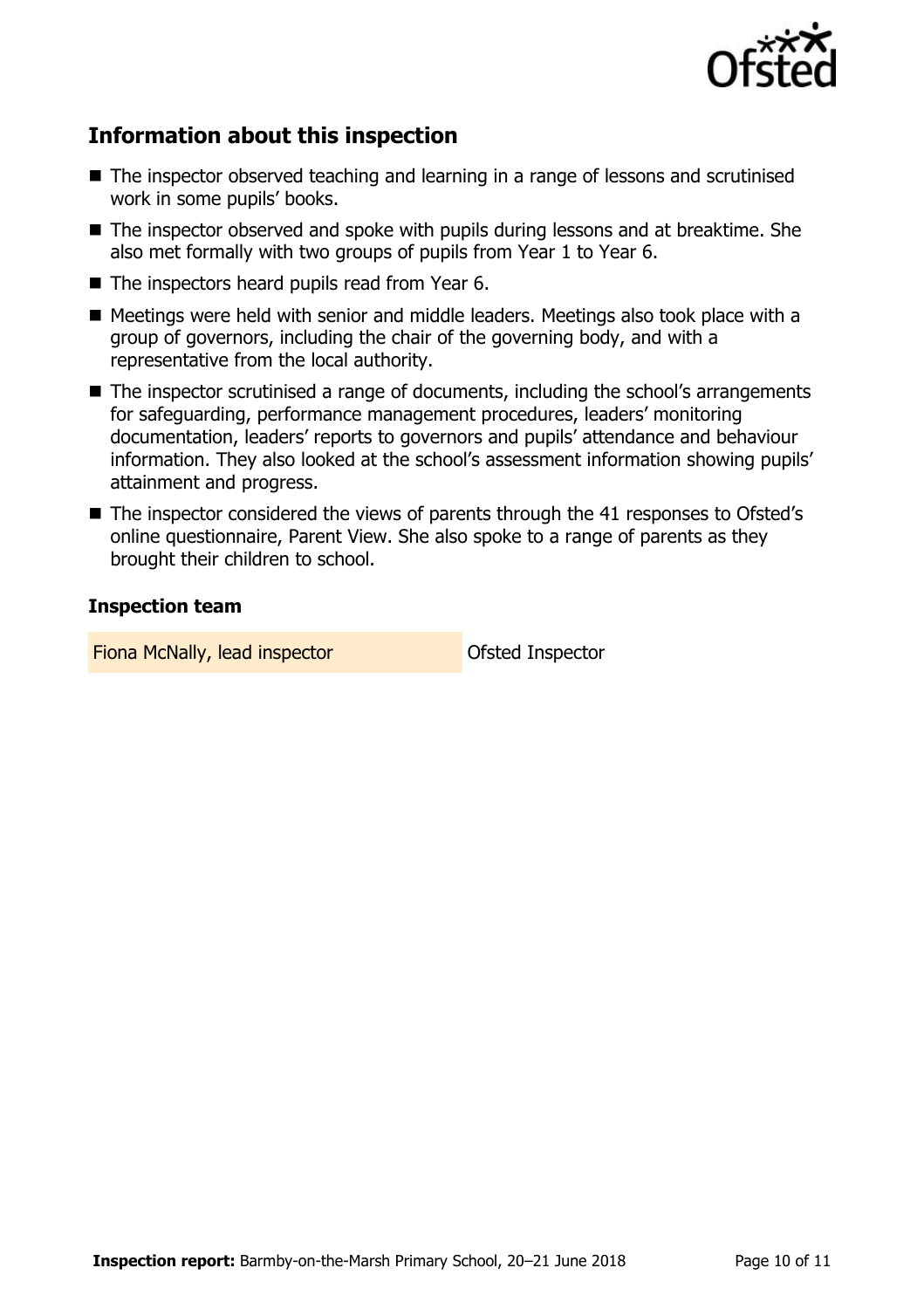## Information about this inspection

- The inspector observed teaching and learning in a range of lessons and scrutinised work in some pupils' books.
- The inspector observed and spoke with pupils during lessons and at breaktime. She also met formally with two groups of pupils from Year 1 to Year 6.
- The inspectors heard pupils read from Year 6.
- Meetings were held with senior and middle leaders. Meetings also took place with a group of governors, including the chair of the governing body, and with a representative from the local authority.
- The inspector scrutinised a range of documents, including the school's arrangements for safeguarding, performance management procedures, leaders' monitoring documentation, leaders' reports to governors and pupils' attendance and behaviour information. They also looked at the school's assessment information showing pupils' attainment and progress.
- The inspector considered the views of parents through the 41 responses to Ofsted's online questionnaire, Parent View. She also spoke to a range of parents as they brought their children to school.

### Inspection team

| | |
|---|---|
| Fiona McNally, lead inspector | Ofsted Inspector |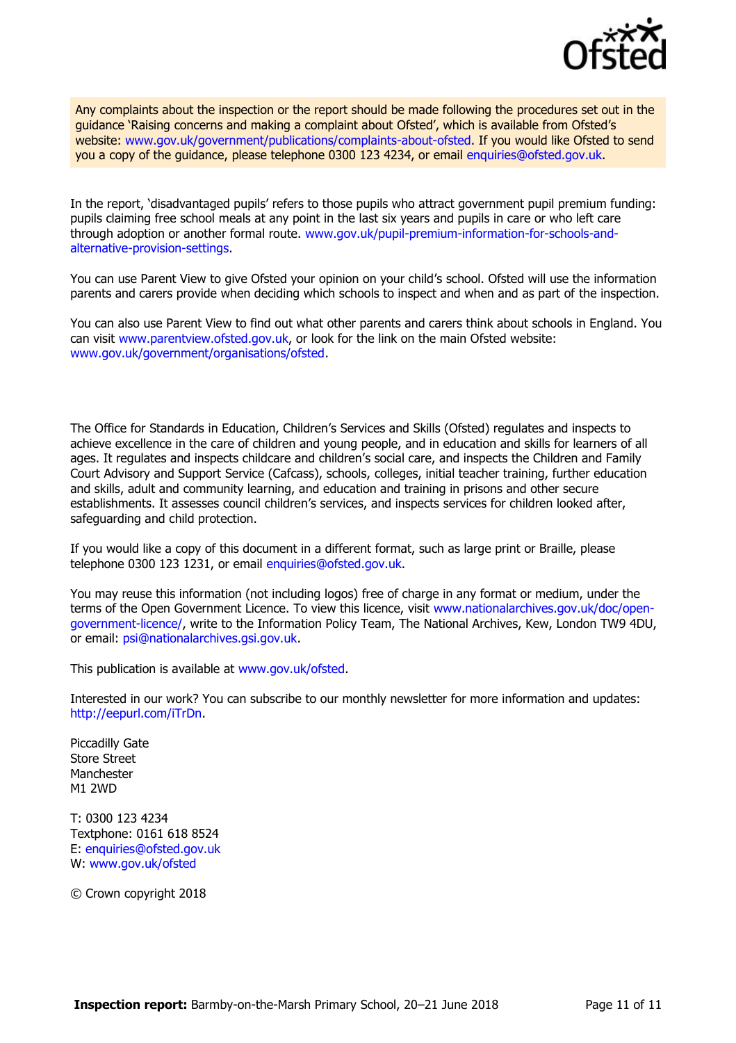Any complaints about the inspection or the report should be made following the procedures set out in the guidance 'Raising concerns and making a complaint about Ofsted', which is available from Ofsted's website: www.gov.uk/government/publications/complaints-about-ofsted. If you would like Ofsted to send you a copy of the guidance, please telephone 0300 123 4234, or email enquiries@ofsted.gov.uk.

In the report, 'disadvantaged pupils' refers to those pupils who attract government pupil premium funding: pupils claiming free school meals at any point in the last six years and pupils in care or who left care through adoption or another formal route. www.gov.uk/pupil-premium-information-for-schools-and-alternative-provision-settings.

You can use Parent View to give Ofsted your opinion on your child's school. Ofsted will use the information parents and carers provide when deciding which schools to inspect and when and as part of the inspection.

You can also use Parent View to find out what other parents and carers think about schools in England. You can visit www.parentview.ofsted.gov.uk, or look for the link on the main Ofsted website: www.gov.uk/government/organisations/ofsted.

The Office for Standards in Education, Children's Services and Skills (Ofsted) regulates and inspects to achieve excellence in the care of children and young people, and in education and skills for learners of all ages. It regulates and inspects childcare and children's social care, and inspects the Children and Family Court Advisory and Support Service (Cafcass), schools, colleges, initial teacher training, further education and skills, adult and community learning, and education and training in prisons and other secure establishments. It assesses council children's services, and inspects services for children looked after, safeguarding and child protection.

If you would like a copy of this document in a different format, such as large print or Braille, please telephone 0300 123 1231, or email enquiries@ofsted.gov.uk.

You may reuse this information (not including logos) free of charge in any format or medium, under the terms of the Open Government Licence. To view this licence, visit www.nationalarchives.gov.uk/doc/open-government-licence/, write to the Information Policy Team, The National Archives, Kew, London TW9 4DU, or email: psi@nationalarchives.gsi.gov.uk.

This publication is available at www.gov.uk/ofsted.

Interested in our work? You can subscribe to our monthly newsletter for more information and updates: http://eepurl.com/iTrDn.

Piccadilly Gate
Store Street
Manchester
M1 2WD

T: 0300 123 4234
Textphone: 0161 618 8524
E: enquiries@ofsted.gov.uk
W: www.gov.uk/ofsted

© Crown copyright 2018